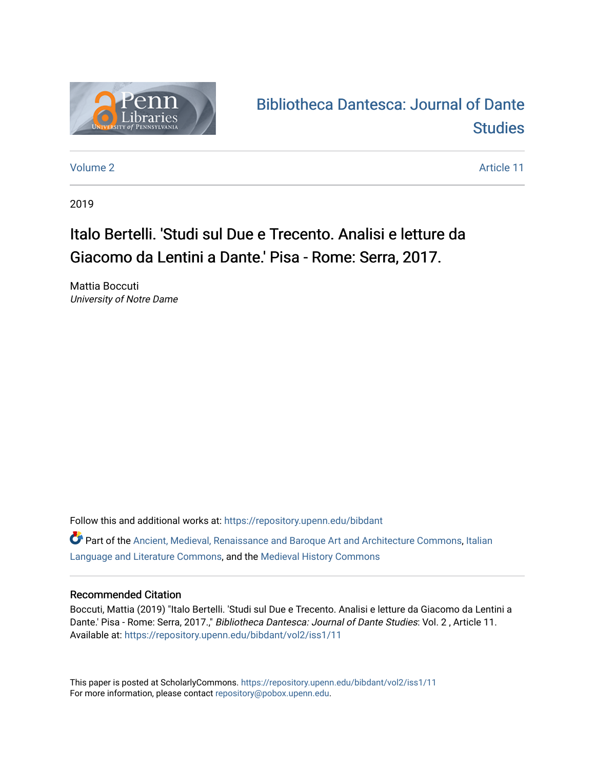Bibliotheca Dantesca: Journal of Dante Studies

Volume 2 Article 11

2019

# Italo Bertelli. 'Studi sul Due e Trecento. Analisi e letture da Giacomo da Lentini a Dante.' Pisa - Rome: Serra, 2017.

Mattia Boccuti
*University of Notre Dame*

Follow this and additional works at: https://repository.upenn.edu/bibdant

Part of the Ancient, Medieval, Renaissance and Baroque Art and Architecture Commons, Italian Language and Literature Commons, and the Medieval History Commons

## Recommended Citation

Boccuti, Mattia (2019) "Italo Bertelli. 'Studi sul Due e Trecento. Analisi e letture da Giacomo da Lentini a Dante.' Pisa - Rome: Serra, 2017.," *Bibliotheca Dantesca: Journal of Dante Studies*: Vol. 2 , Article 11.
Available at: https://repository.upenn.edu/bibdant/vol2/iss1/11

This paper is posted at ScholarlyCommons. https://repository.upenn.edu/bibdant/vol2/iss1/11
For more information, please contact repository@pobox.upenn.edu.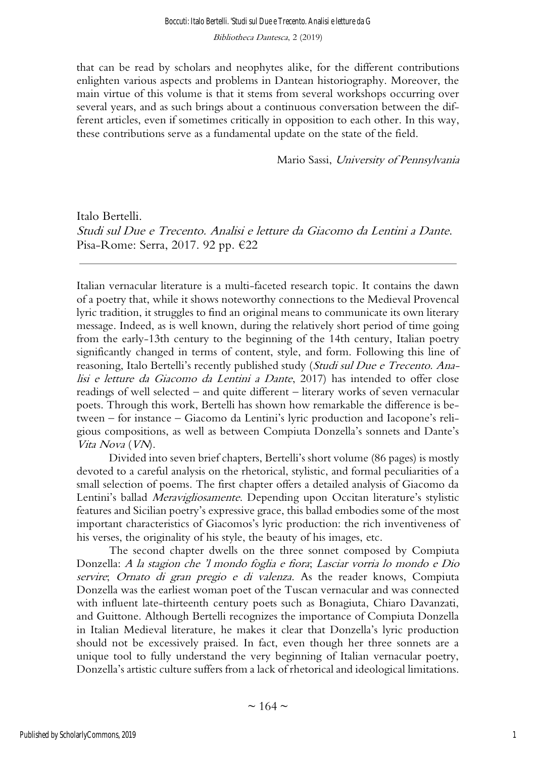that can be read by scholars and neophytes alike, for the different contributions enlighten various aspects and problems in Dantean historiography. Moreover, the main virtue of this volume is that it stems from several workshops occurring over several years, and as such brings about a continuous conversation between the different articles, even if sometimes critically in opposition to each other. In this way, these contributions serve as a fundamental update on the state of the field.

Mario Sassi, *University of Pennsylvania*

Italo Bertelli.
*Studi sul Due e Trecento. Analisi e letture da Giacomo da Lentini a Dante*.
Pisa-Rome: Serra, 2017. 92 pp. €22

---

Italian vernacular literature is a multi-faceted research topic. It contains the dawn of a poetry that, while it shows noteworthy connections to the Medieval Provencal lyric tradition, it struggles to find an original means to communicate its own literary message. Indeed, as is well known, during the relatively short period of time going from the early-13th century to the beginning of the 14th century, Italian poetry significantly changed in terms of content, style, and form. Following this line of reasoning, Italo Bertelli's recently published study (*Studi sul Due e Trecento. Analisi e letture da Giacomo da Lentini a Dante*, 2017) has intended to offer close readings of well selected – and quite different – literary works of seven vernacular poets. Through this work, Bertelli has shown how remarkable the difference is between – for instance – Giacomo da Lentini's lyric production and Iacopone's religious compositions, as well as between Compiuta Donzella's sonnets and Dante's *Vita Nova* (*VN*).

Divided into seven brief chapters, Bertelli's short volume (86 pages) is mostly devoted to a careful analysis on the rhetorical, stylistic, and formal peculiarities of a small selection of poems. The first chapter offers a detailed analysis of Giacomo da Lentini's ballad *Meravigliosamente*. Depending upon Occitan literature's stylistic features and Sicilian poetry's expressive grace, this ballad embodies some of the most important characteristics of Giacomos's lyric production: the rich inventiveness of his verses, the originality of his style, the beauty of his images, etc.

The second chapter dwells on the three sonnet composed by Compiuta Donzella: *A la stagion che 'l mondo foglia e fiora*; *Lasciar vorria lo mondo e Dio servire*; *Ornato di gran pregio e di valenza*. As the reader knows, Compiuta Donzella was the earliest woman poet of the Tuscan vernacular and was connected with influent late-thirteenth century poets such as Bonagiuta, Chiaro Davanzati, and Guittone. Although Bertelli recognizes the importance of Compiuta Donzella in Italian Medieval literature, he makes it clear that Donzella's lyric production should not be excessively praised. In fact, even though her three sonnets are a unique tool to fully understand the very beginning of Italian vernacular poetry, Donzella's artistic culture suffers from a lack of rhetorical and ideological limitations.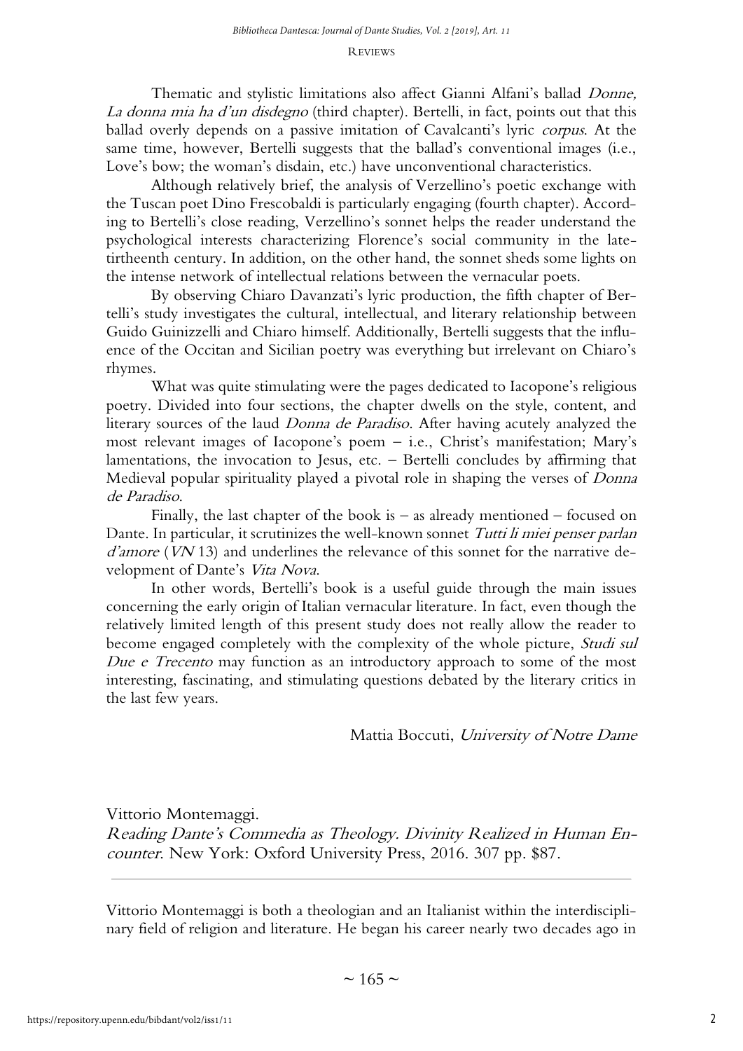Thematic and stylistic limitations also affect Gianni Alfani's ballad *Donne, La donna mia ha d'un disdegno* (third chapter). Bertelli, in fact, points out that this ballad overly depends on a passive imitation of Cavalcanti's lyric *corpus*. At the same time, however, Bertelli suggests that the ballad's conventional images (i.e., Love's bow; the woman's disdain, etc.) have unconventional characteristics.

Although relatively brief, the analysis of Verzellino's poetic exchange with the Tuscan poet Dino Frescobaldi is particularly engaging (fourth chapter). According to Bertelli's close reading, Verzellino's sonnet helps the reader understand the psychological interests characterizing Florence's social community in the late-tirtheenth century. In addition, on the other hand, the sonnet sheds some lights on the intense network of intellectual relations between the vernacular poets.

By observing Chiaro Davanzati's lyric production, the fifth chapter of Bertelli's study investigates the cultural, intellectual, and literary relationship between Guido Guinizzelli and Chiaro himself. Additionally, Bertelli suggests that the influence of the Occitan and Sicilian poetry was everything but irrelevant on Chiaro's rhymes.

What was quite stimulating were the pages dedicated to Iacopone's religious poetry. Divided into four sections, the chapter dwells on the style, content, and literary sources of the laud *Donna de Paradiso*. After having acutely analyzed the most relevant images of Iacopone's poem – i.e., Christ's manifestation; Mary's lamentations, the invocation to Jesus, etc. – Bertelli concludes by affirming that Medieval popular spirituality played a pivotal role in shaping the verses of *Donna de Paradiso*.

Finally, the last chapter of the book is – as already mentioned – focused on Dante. In particular, it scrutinizes the well-known sonnet *Tutti li miei penser parlan d'amore* (*VN* 13) and underlines the relevance of this sonnet for the narrative development of Dante's *Vita Nova*.

In other words, Bertelli's book is a useful guide through the main issues concerning the early origin of Italian vernacular literature. In fact, even though the relatively limited length of this present study does not really allow the reader to become engaged completely with the complexity of the whole picture, *Studi sul Due e Trecento* may function as an introductory approach to some of the most interesting, fascinating, and stimulating questions debated by the literary critics in the last few years.

Mattia Boccuti, *University of Notre Dame*

Vittorio Montemaggi.
*Reading Dante's Commedia as Theology. Divinity Realized in Human Encounter*. New York: Oxford University Press, 2016. 307 pp. $87.

---

Vittorio Montemaggi is both a theologian and an Italianist within the interdisciplinary field of religion and literature. He began his career nearly two decades ago in